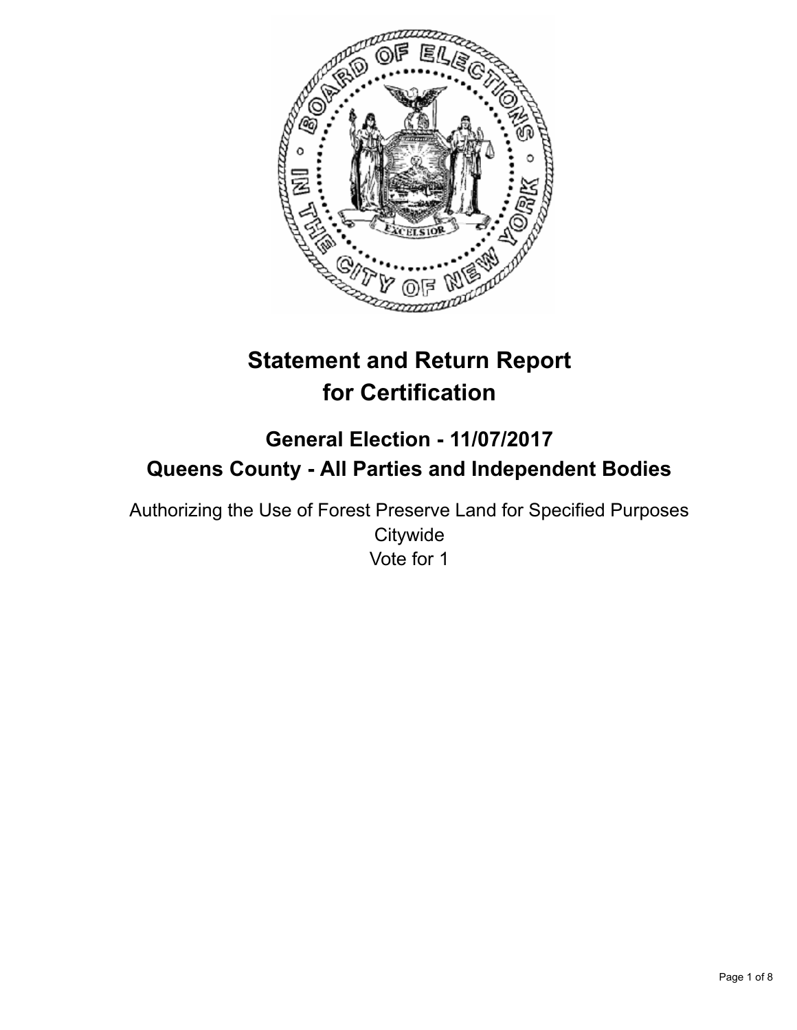# Statement and Return Report for Certification

## General Election - 11/07/2017
## Queens County - All Parties and Independent Bodies

Authorizing the Use of Forest Preserve Land for Specified Purposes
Citywide
Vote for 1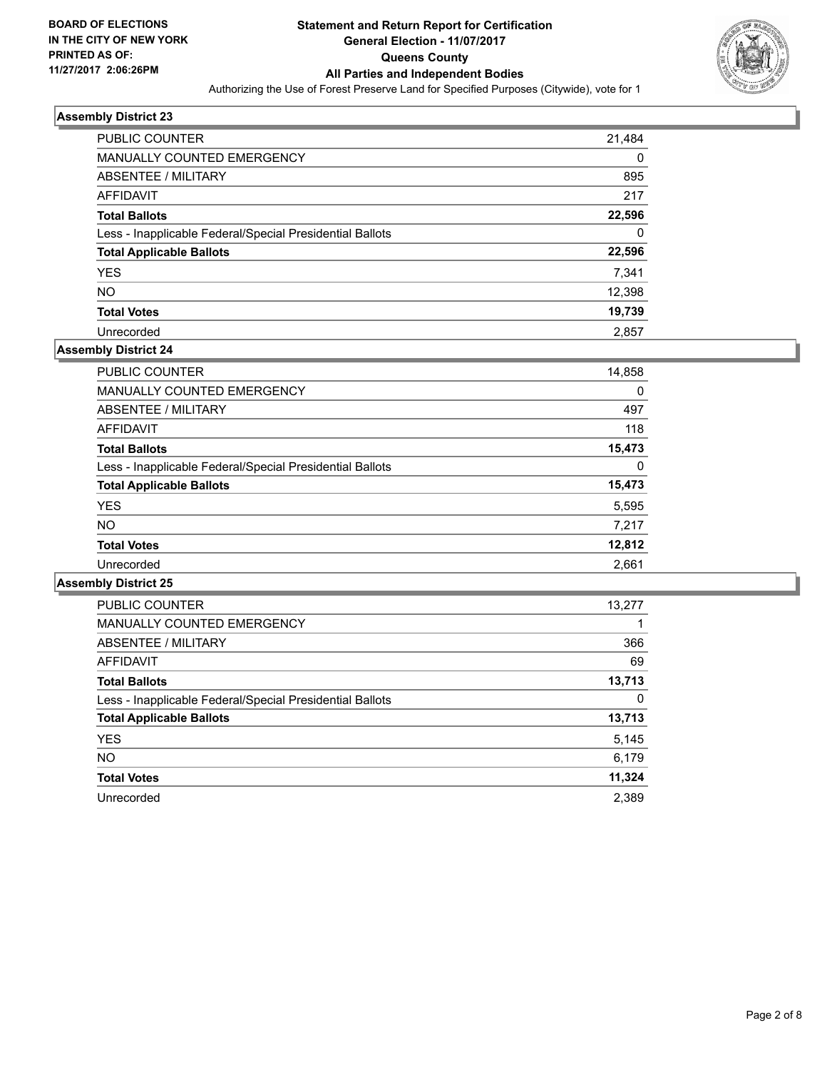## Assembly District 23

| | |
|---|---|
| PUBLIC COUNTER | 21,484 |
| MANUALLY COUNTED EMERGENCY | 0 |
| ABSENTEE / MILITARY | 895 |
| AFFIDAVIT | 217 |
| **Total Ballots** | **22,596** |
| Less - Inapplicable Federal/Special Presidential Ballots | 0 |
| **Total Applicable Ballots** | **22,596** |
| YES | 7,341 |
| NO | 12,398 |
| **Total Votes** | **19,739** |
| Unrecorded | 2,857 |

## Assembly District 24

| | |
|---|---|
| PUBLIC COUNTER | 14,858 |
| MANUALLY COUNTED EMERGENCY | 0 |
| ABSENTEE / MILITARY | 497 |
| AFFIDAVIT | 118 |
| **Total Ballots** | **15,473** |
| Less - Inapplicable Federal/Special Presidential Ballots | 0 |
| **Total Applicable Ballots** | **15,473** |
| YES | 5,595 |
| NO | 7,217 |
| **Total Votes** | **12,812** |
| Unrecorded | 2,661 |

## Assembly District 25

| | |
|---|---|
| PUBLIC COUNTER | 13,277 |
| MANUALLY COUNTED EMERGENCY | 1 |
| ABSENTEE / MILITARY | 366 |
| AFFIDAVIT | 69 |
| **Total Ballots** | **13,713** |
| Less - Inapplicable Federal/Special Presidential Ballots | 0 |
| **Total Applicable Ballots** | **13,713** |
| YES | 5,145 |
| NO | 6,179 |
| **Total Votes** | **11,324** |
| Unrecorded | 2,389 |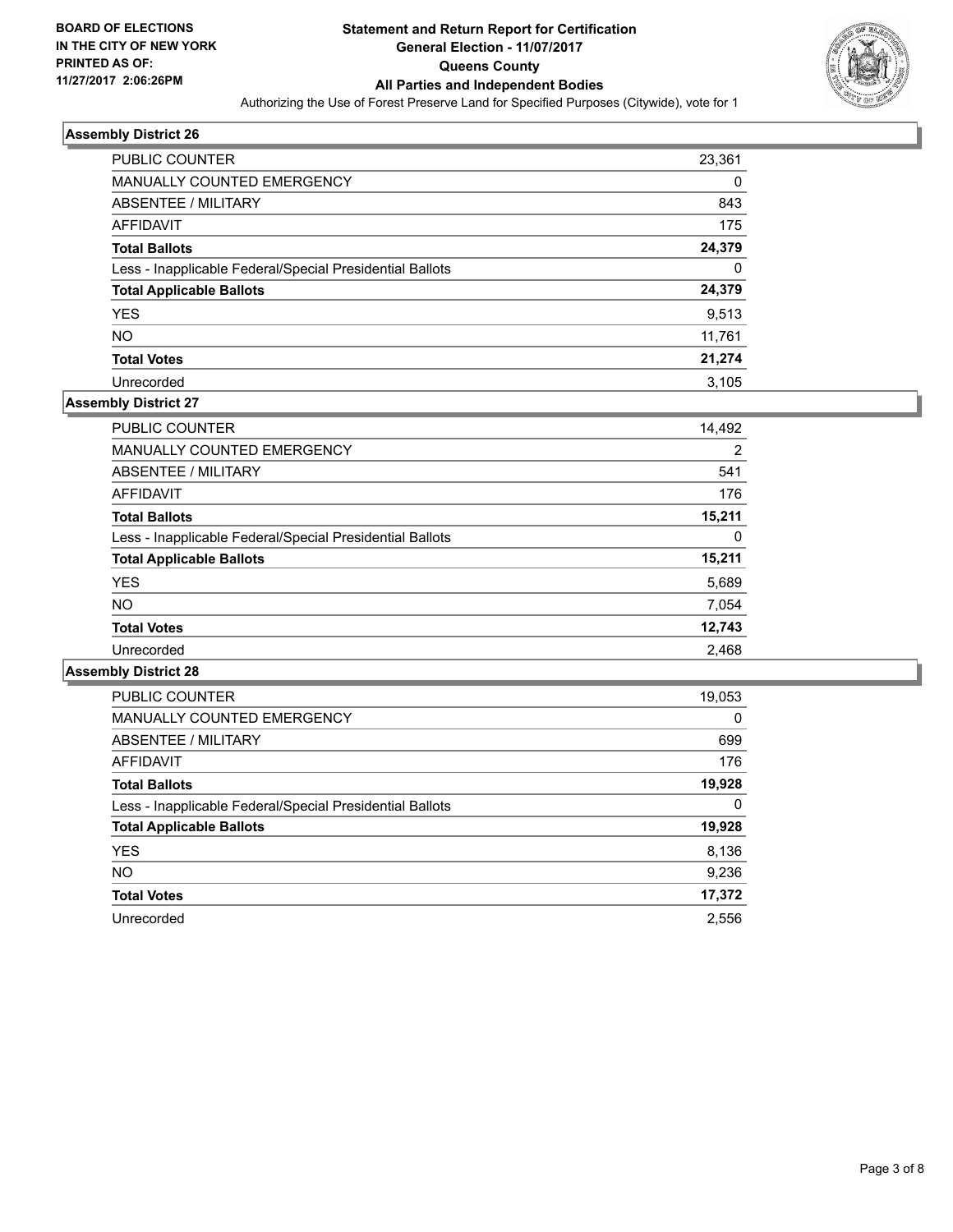**BOARD OF ELECTIONS IN THE CITY OF NEW YORK PRINTED AS OF: 11/27/2017 2:06:26PM**

# Statement and Return Report for Certification
## General Election - 11/07/2017
## Queens County
## All Parties and Independent Bodies
Authorizing the Use of Forest Preserve Land for Specified Purposes (Citywide), vote for 1

### Assembly District 26

| | |
|---|---|
| PUBLIC COUNTER | 23,361 |
| MANUALLY COUNTED EMERGENCY | 0 |
| ABSENTEE / MILITARY | 843 |
| AFFIDAVIT | 175 |
| **Total Ballots** | **24,379** |
| Less - Inapplicable Federal/Special Presidential Ballots | 0 |
| **Total Applicable Ballots** | **24,379** |
| YES | 9,513 |
| NO | 11,761 |
| **Total Votes** | **21,274** |
| Unrecorded | 3,105 |

### Assembly District 27

| | |
|---|---|
| PUBLIC COUNTER | 14,492 |
| MANUALLY COUNTED EMERGENCY | 2 |
| ABSENTEE / MILITARY | 541 |
| AFFIDAVIT | 176 |
| **Total Ballots** | **15,211** |
| Less - Inapplicable Federal/Special Presidential Ballots | 0 |
| **Total Applicable Ballots** | **15,211** |
| YES | 5,689 |
| NO | 7,054 |
| **Total Votes** | **12,743** |
| Unrecorded | 2,468 |

### Assembly District 28

| | |
|---|---|
| PUBLIC COUNTER | 19,053 |
| MANUALLY COUNTED EMERGENCY | 0 |
| ABSENTEE / MILITARY | 699 |
| AFFIDAVIT | 176 |
| **Total Ballots** | **19,928** |
| Less - Inapplicable Federal/Special Presidential Ballots | 0 |
| **Total Applicable Ballots** | **19,928** |
| YES | 8,136 |
| NO | 9,236 |
| **Total Votes** | **17,372** |
| Unrecorded | 2,556 |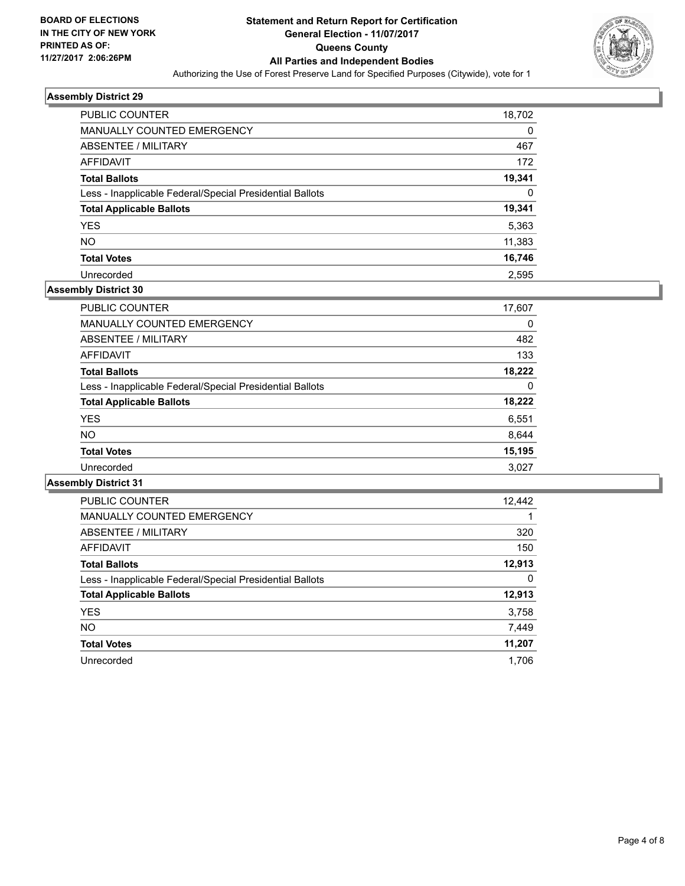**BOARD OF ELECTIONS IN THE CITY OF NEW YORK PRINTED AS OF: 11/27/2017 2:06:26PM**

# Statement and Return Report for Certification General Election - 11/07/2017 Queens County All Parties and Independent Bodies

Authorizing the Use of Forest Preserve Land for Specified Purposes (Citywide), vote for 1

## Assembly District 29

| | |
|---|---|
| PUBLIC COUNTER | 18,702 |
| MANUALLY COUNTED EMERGENCY | 0 |
| ABSENTEE / MILITARY | 467 |
| AFFIDAVIT | 172 |
| **Total Ballots** | **19,341** |
| Less - Inapplicable Federal/Special Presidential Ballots | 0 |
| **Total Applicable Ballots** | **19,341** |
| YES | 5,363 |
| NO | 11,383 |
| **Total Votes** | **16,746** |
| Unrecorded | 2,595 |

## Assembly District 30

| | |
|---|---|
| PUBLIC COUNTER | 17,607 |
| MANUALLY COUNTED EMERGENCY | 0 |
| ABSENTEE / MILITARY | 482 |
| AFFIDAVIT | 133 |
| **Total Ballots** | **18,222** |
| Less - Inapplicable Federal/Special Presidential Ballots | 0 |
| **Total Applicable Ballots** | **18,222** |
| YES | 6,551 |
| NO | 8,644 |
| **Total Votes** | **15,195** |
| Unrecorded | 3,027 |

## Assembly District 31

| | |
|---|---|
| PUBLIC COUNTER | 12,442 |
| MANUALLY COUNTED EMERGENCY | 1 |
| ABSENTEE / MILITARY | 320 |
| AFFIDAVIT | 150 |
| **Total Ballots** | **12,913** |
| Less - Inapplicable Federal/Special Presidential Ballots | 0 |
| **Total Applicable Ballots** | **12,913** |
| YES | 3,758 |
| NO | 7,449 |
| **Total Votes** | **11,207** |
| Unrecorded | 1,706 |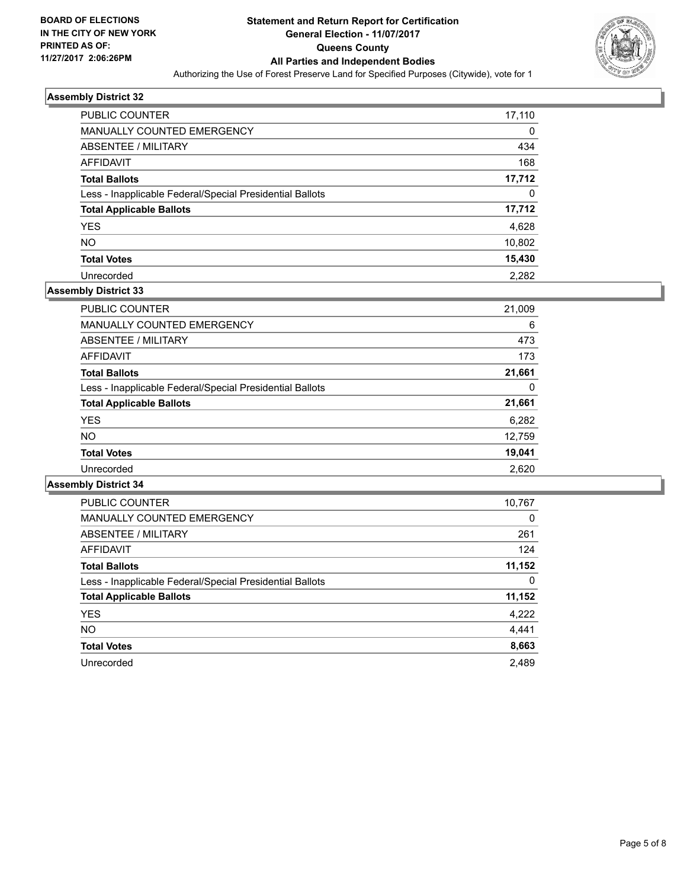BOARD OF ELECTIONS
IN THE CITY OF NEW YORK
PRINTED AS OF:
11/27/2017 2:06:26PM

# Statement and Return Report for Certification
## General Election - 11/07/2017
## Queens County
## All Parties and Independent Bodies
Authorizing the Use of Forest Preserve Land for Specified Purposes (Citywide), vote for 1

### Assembly District 32

| | |
|---|---|
| PUBLIC COUNTER | 17,110 |
| MANUALLY COUNTED EMERGENCY | 0 |
| ABSENTEE / MILITARY | 434 |
| AFFIDAVIT | 168 |
| **Total Ballots** | **17,712** |
| Less - Inapplicable Federal/Special Presidential Ballots | 0 |
| **Total Applicable Ballots** | **17,712** |
| YES | 4,628 |
| NO | 10,802 |
| **Total Votes** | **15,430** |
| Unrecorded | 2,282 |

### Assembly District 33

| | |
|---|---|
| PUBLIC COUNTER | 21,009 |
| MANUALLY COUNTED EMERGENCY | 6 |
| ABSENTEE / MILITARY | 473 |
| AFFIDAVIT | 173 |
| **Total Ballots** | **21,661** |
| Less - Inapplicable Federal/Special Presidential Ballots | 0 |
| **Total Applicable Ballots** | **21,661** |
| YES | 6,282 |
| NO | 12,759 |
| **Total Votes** | **19,041** |
| Unrecorded | 2,620 |

### Assembly District 34

| | |
|---|---|
| PUBLIC COUNTER | 10,767 |
| MANUALLY COUNTED EMERGENCY | 0 |
| ABSENTEE / MILITARY | 261 |
| AFFIDAVIT | 124 |
| **Total Ballots** | **11,152** |
| Less - Inapplicable Federal/Special Presidential Ballots | 0 |
| **Total Applicable Ballots** | **11,152** |
| YES | 4,222 |
| NO | 4,441 |
| **Total Votes** | **8,663** |
| Unrecorded | 2,489 |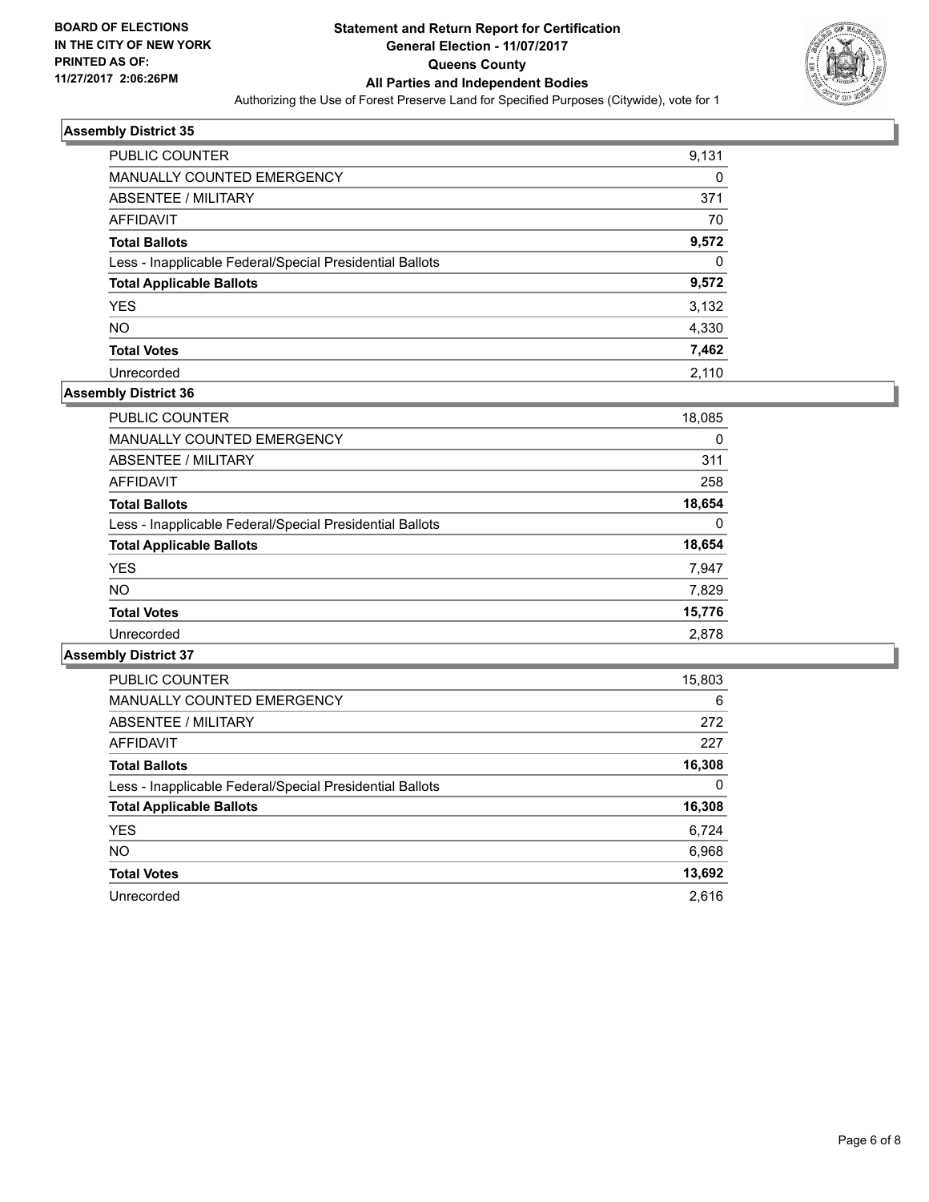**BOARD OF ELECTIONS IN THE CITY OF NEW YORK PRINTED AS OF: 11/27/2017 2:06:26PM**

# Statement and Return Report for Certification
## General Election - 11/07/2017
## Queens County
## All Parties and Independent Bodies
Authorizing the Use of Forest Preserve Land for Specified Purposes (Citywide), vote for 1

### Assembly District 35

| | |
|---|---|
| PUBLIC COUNTER | 9,131 |
| MANUALLY COUNTED EMERGENCY | 0 |
| ABSENTEE / MILITARY | 371 |
| AFFIDAVIT | 70 |
| **Total Ballots** | **9,572** |
| Less - Inapplicable Federal/Special Presidential Ballots | 0 |
| **Total Applicable Ballots** | **9,572** |
| YES | 3,132 |
| NO | 4,330 |
| **Total Votes** | **7,462** |
| Unrecorded | 2,110 |

### Assembly District 36

| | |
|---|---|
| PUBLIC COUNTER | 18,085 |
| MANUALLY COUNTED EMERGENCY | 0 |
| ABSENTEE / MILITARY | 311 |
| AFFIDAVIT | 258 |
| **Total Ballots** | **18,654** |
| Less - Inapplicable Federal/Special Presidential Ballots | 0 |
| **Total Applicable Ballots** | **18,654** |
| YES | 7,947 |
| NO | 7,829 |
| **Total Votes** | **15,776** |
| Unrecorded | 2,878 |

### Assembly District 37

| | |
|---|---|
| PUBLIC COUNTER | 15,803 |
| MANUALLY COUNTED EMERGENCY | 6 |
| ABSENTEE / MILITARY | 272 |
| AFFIDAVIT | 227 |
| **Total Ballots** | **16,308** |
| Less - Inapplicable Federal/Special Presidential Ballots | 0 |
| **Total Applicable Ballots** | **16,308** |
| YES | 6,724 |
| NO | 6,968 |
| **Total Votes** | **13,692** |
| Unrecorded | 2,616 |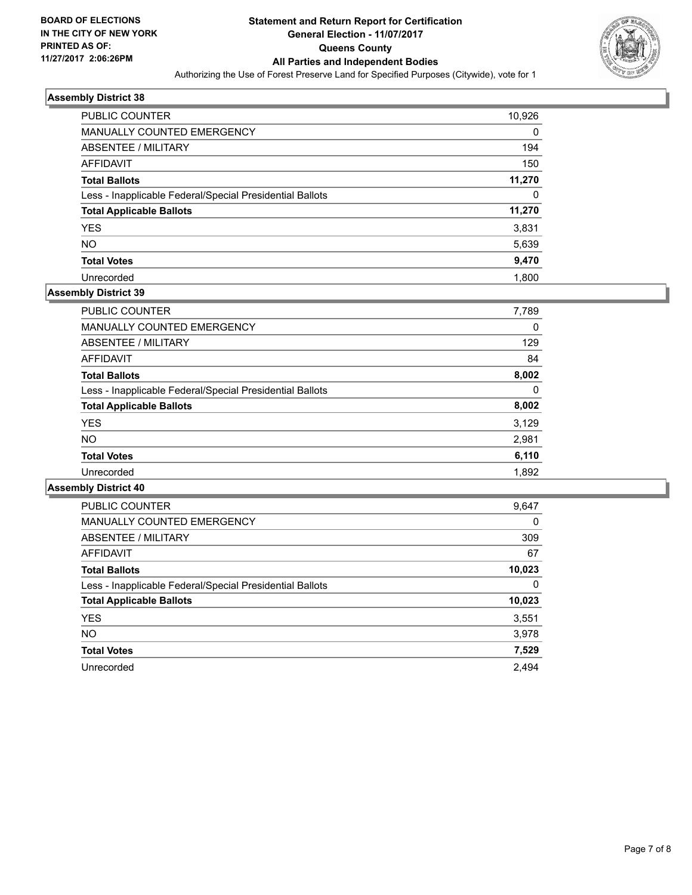BOARD OF ELECTIONS
IN THE CITY OF NEW YORK
PRINTED AS OF:
11/27/2017 2:06:26PM

# Statement and Return Report for Certification
## General Election - 11/07/2017
## Queens County
## All Parties and Independent Bodies
Authorizing the Use of Forest Preserve Land for Specified Purposes (Citywide), vote for 1

### Assembly District 38

| | |
|---|---|
| PUBLIC COUNTER | 10,926 |
| MANUALLY COUNTED EMERGENCY | 0 |
| ABSENTEE / MILITARY | 194 |
| AFFIDAVIT | 150 |
| **Total Ballots** | **11,270** |
| Less - Inapplicable Federal/Special Presidential Ballots | 0 |
| **Total Applicable Ballots** | **11,270** |
| YES | 3,831 |
| NO | 5,639 |
| **Total Votes** | **9,470** |
| Unrecorded | 1,800 |

### Assembly District 39

| | |
|---|---|
| PUBLIC COUNTER | 7,789 |
| MANUALLY COUNTED EMERGENCY | 0 |
| ABSENTEE / MILITARY | 129 |
| AFFIDAVIT | 84 |
| **Total Ballots** | **8,002** |
| Less - Inapplicable Federal/Special Presidential Ballots | 0 |
| **Total Applicable Ballots** | **8,002** |
| YES | 3,129 |
| NO | 2,981 |
| **Total Votes** | **6,110** |
| Unrecorded | 1,892 |

### Assembly District 40

| | |
|---|---|
| PUBLIC COUNTER | 9,647 |
| MANUALLY COUNTED EMERGENCY | 0 |
| ABSENTEE / MILITARY | 309 |
| AFFIDAVIT | 67 |
| **Total Ballots** | **10,023** |
| Less - Inapplicable Federal/Special Presidential Ballots | 0 |
| **Total Applicable Ballots** | **10,023** |
| YES | 3,551 |
| NO | 3,978 |
| **Total Votes** | **7,529** |
| Unrecorded | 2,494 |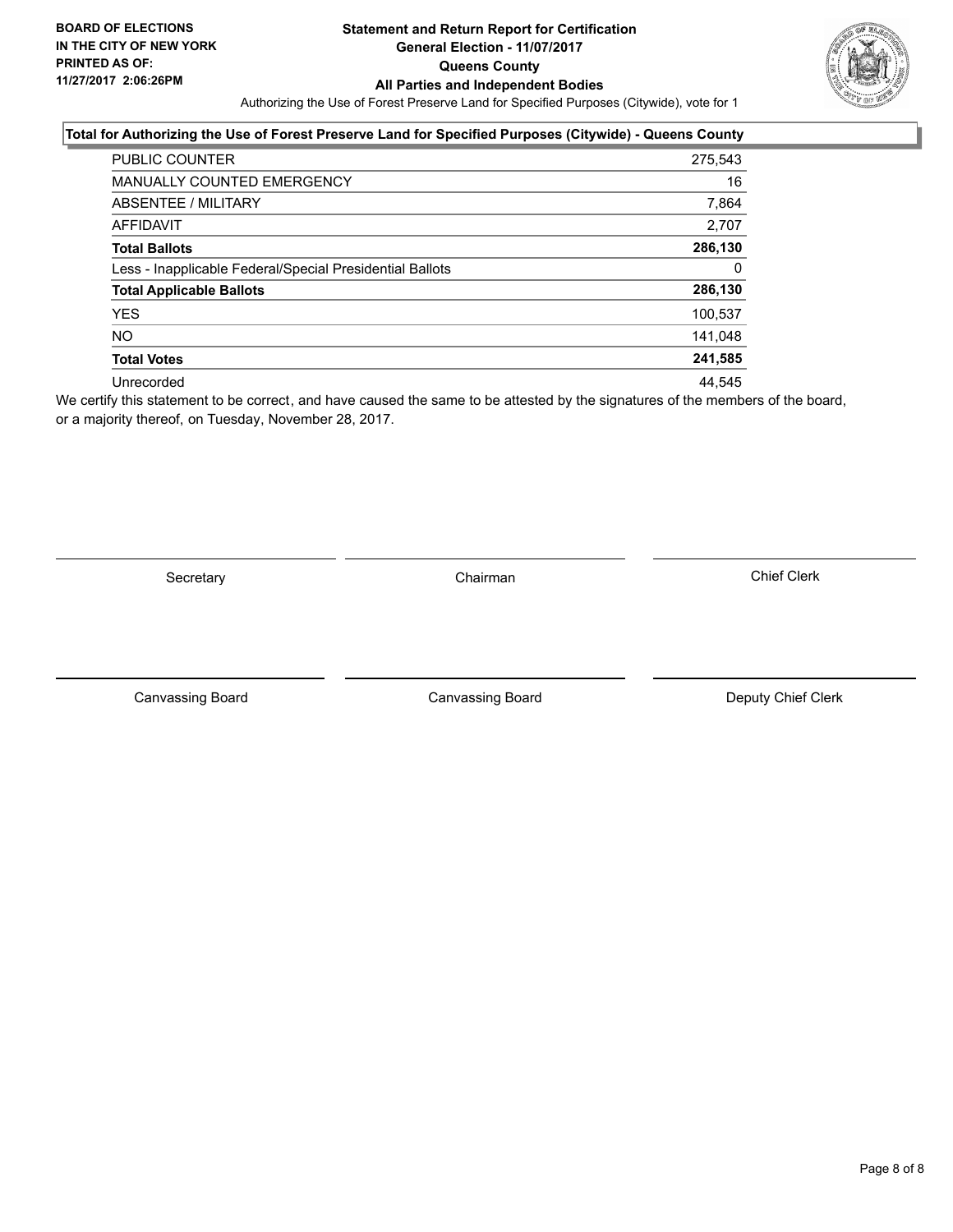**BOARD OF ELECTIONS IN THE CITY OF NEW YORK PRINTED AS OF: 11/27/2017 2:06:26PM**

# Statement and Return Report for Certification
## General Election - 11/07/2017
## Queens County
## All Parties and Independent Bodies

Authorizing the Use of Forest Preserve Land for Specified Purposes (Citywide), vote for 1

### Total for Authorizing the Use of Forest Preserve Land for Specified Purposes (Citywide) - Queens County

| | |
|---|---|
| PUBLIC COUNTER | 275,543 |
| MANUALLY COUNTED EMERGENCY | 16 |
| ABSENTEE / MILITARY | 7,864 |
| AFFIDAVIT | 2,707 |
| **Total Ballots** | **286,130** |
| Less - Inapplicable Federal/Special Presidential Ballots | 0 |
| **Total Applicable Ballots** | **286,130** |
| YES | 100,537 |
| NO | 141,048 |
| **Total Votes** | **241,585** |
| Unrecorded | 44,545 |

We certify this statement to be correct, and have caused the same to be attested by the signatures of the members of the board, or a majority thereof, on Tuesday, November 28, 2017.

Secretary

Chairman

Chief Clerk

Canvassing Board

Canvassing Board

Deputy Chief Clerk